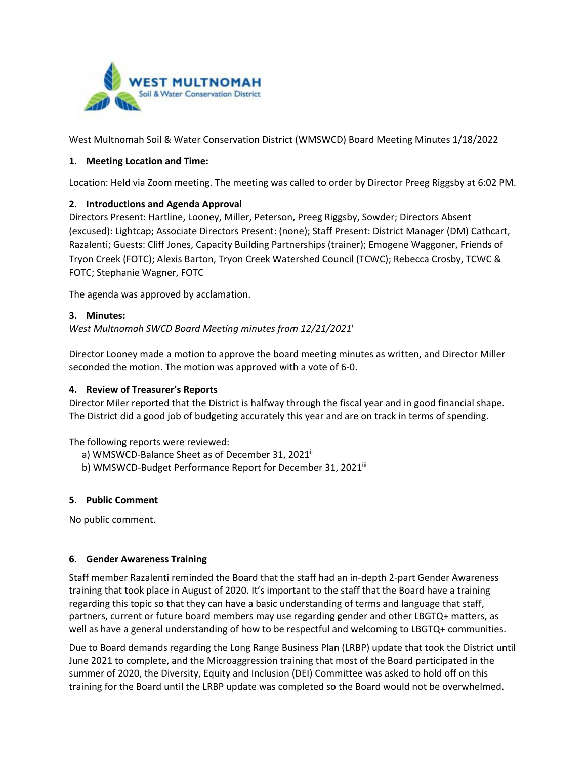West Multnomah Soil & Water Conservation District (WMSWCD) Board Meeting Minutes 1/18/2022

**1. Meeting Location and Time:**

Location: Held via Zoom meeting. The meeting was called to order by Director Preeg Riggsby at 6:02 PM.

**2. Introductions and Agenda Approval**

Directors Present: Hartline, Looney, Miller, Peterson, Preeg Riggsby, Sowder; Directors Absent (excused): Lightcap; Associate Directors Present: (none); Staff Present: District Manager (DM) Cathcart, Razalenti; Guests: Cliff Jones, Capacity Building Partnerships (trainer); Emogene Waggoner, Friends of Tryon Creek (FOTC); Alexis Barton, Tryon Creek Watershed Council (TCWC); Rebecca Crosby, TCWC & FOTC; Stephanie Wagner, FOTC

The agenda was approved by acclamation.

**3. Minutes:**

*West Multnomah SWCD Board Meeting minutes from 12/21/2021*[i]

Director Looney made a motion to approve the board meeting minutes as written, and Director Miller seconded the motion. The motion was approved with a vote of 6-0.

**4. Review of Treasurer's Reports**

Director Miler reported that the District is halfway through the fiscal year and in good financial shape. The District did a good job of budgeting accurately this year and are on track in terms of spending.

The following reports were reviewed:

a) WMSWCD-Balance Sheet as of December 31, 2021[ii]
b) WMSWCD-Budget Performance Report for December 31, 2021[iii]

**5. Public Comment**

No public comment.

**6. Gender Awareness Training**

Staff member Razalenti reminded the Board that the staff had an in-depth 2-part Gender Awareness training that took place in August of 2020. It's important to the staff that the Board have a training regarding this topic so that they can have a basic understanding of terms and language that staff, partners, current or future board members may use regarding gender and other LBGTQ+ matters, as well as have a general understanding of how to be respectful and welcoming to LBGTQ+ communities.

Due to Board demands regarding the Long Range Business Plan (LRBP) update that took the District until June 2021 to complete, and the Microaggression training that most of the Board participated in the summer of 2020, the Diversity, Equity and Inclusion (DEI) Committee was asked to hold off on this training for the Board until the LRBP update was completed so the Board would not be overwhelmed.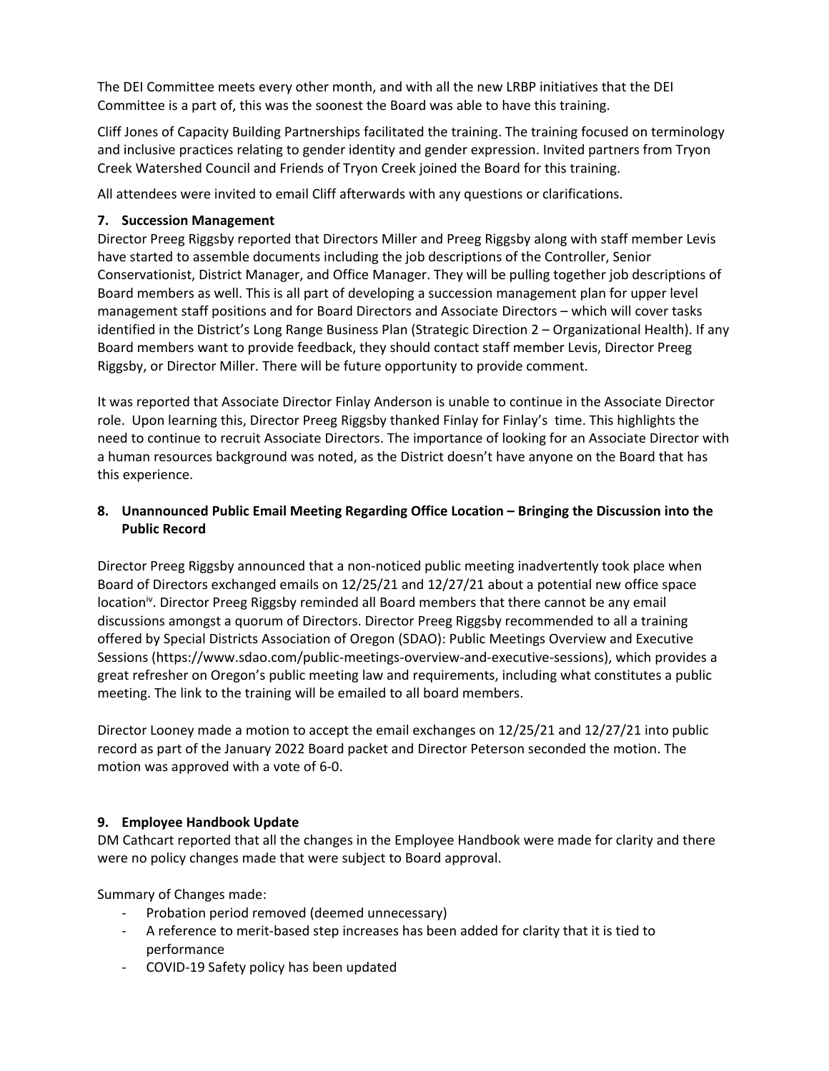The DEI Committee meets every other month, and with all the new LRBP initiatives that the DEI Committee is a part of, this was the soonest the Board was able to have this training.

Cliff Jones of Capacity Building Partnerships facilitated the training. The training focused on terminology and inclusive practices relating to gender identity and gender expression. Invited partners from Tryon Creek Watershed Council and Friends of Tryon Creek joined the Board for this training.

All attendees were invited to email Cliff afterwards with any questions or clarifications.

**7. Succession Management**

Director Preeg Riggsby reported that Directors Miller and Preeg Riggsby along with staff member Levis have started to assemble documents including the job descriptions of the Controller, Senior Conservationist, District Manager, and Office Manager. They will be pulling together job descriptions of Board members as well. This is all part of developing a succession management plan for upper level management staff positions and for Board Directors and Associate Directors – which will cover tasks identified in the District's Long Range Business Plan (Strategic Direction 2 – Organizational Health). If any Board members want to provide feedback, they should contact staff member Levis, Director Preeg Riggsby, or Director Miller. There will be future opportunity to provide comment.

It was reported that Associate Director Finlay Anderson is unable to continue in the Associate Director role. Upon learning this, Director Preeg Riggsby thanked Finlay for Finlay's time. This highlights the need to continue to recruit Associate Directors. The importance of looking for an Associate Director with a human resources background was noted, as the District doesn't have anyone on the Board that has this experience.

**8. Unannounced Public Email Meeting Regarding Office Location – Bringing the Discussion into the Public Record**

Director Preeg Riggsby announced that a non-noticed public meeting inadvertently took place when Board of Directors exchanged emails on 12/25/21 and 12/27/21 about a potential new office space location[iv]. Director Preeg Riggsby reminded all Board members that there cannot be any email discussions amongst a quorum of Directors. Director Preeg Riggsby recommended to all a training offered by Special Districts Association of Oregon (SDAO): Public Meetings Overview and Executive Sessions (https://www.sdao.com/public-meetings-overview-and-executive-sessions), which provides a great refresher on Oregon's public meeting law and requirements, including what constitutes a public meeting. The link to the training will be emailed to all board members.

Director Looney made a motion to accept the email exchanges on 12/25/21 and 12/27/21 into public record as part of the January 2022 Board packet and Director Peterson seconded the motion. The motion was approved with a vote of 6-0.

**9. Employee Handbook Update**

DM Cathcart reported that all the changes in the Employee Handbook were made for clarity and there were no policy changes made that were subject to Board approval.

Summary of Changes made:

- Probation period removed (deemed unnecessary)
- A reference to merit-based step increases has been added for clarity that it is tied to performance
- COVID-19 Safety policy has been updated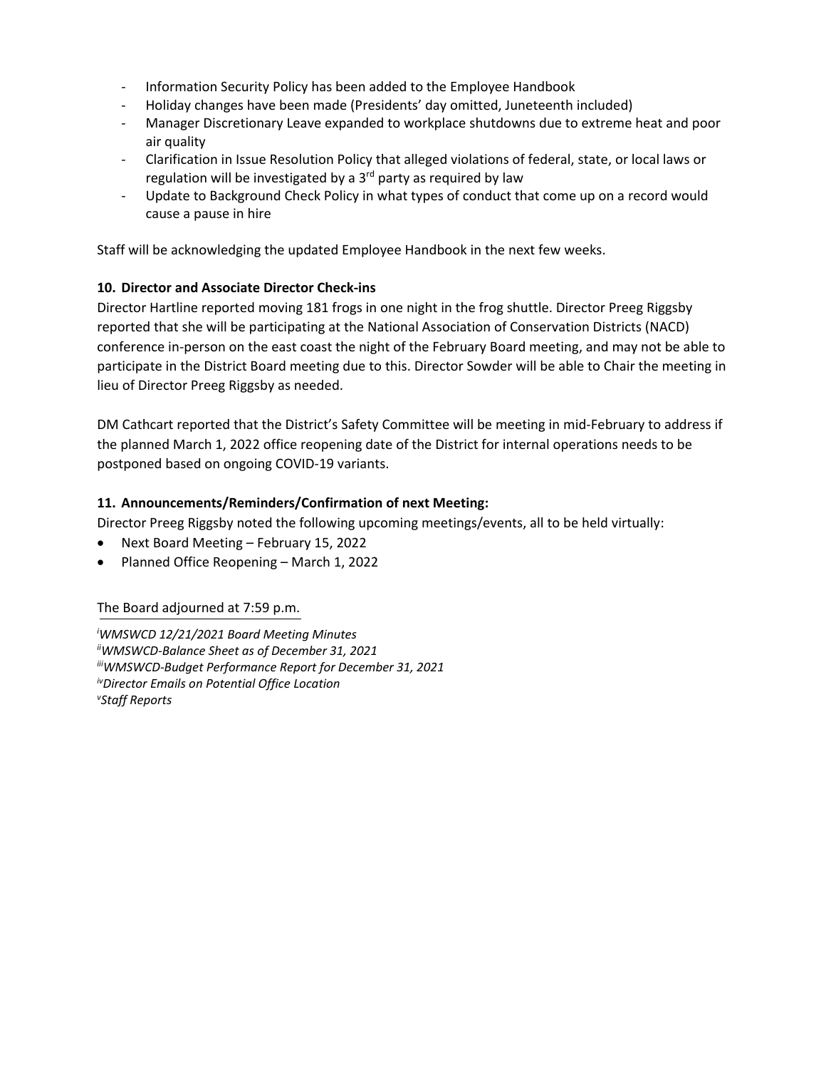- Information Security Policy has been added to the Employee Handbook
- Holiday changes have been made (Presidents' day omitted, Juneteenth included)
- Manager Discretionary Leave expanded to workplace shutdowns due to extreme heat and poor air quality
- Clarification in Issue Resolution Policy that alleged violations of federal, state, or local laws or regulation will be investigated by a 3rd party as required by law
- Update to Background Check Policy in what types of conduct that come up on a record would cause a pause in hire

Staff will be acknowledging the updated Employee Handbook in the next few weeks.

**10. Director and Associate Director Check-ins**

Director Hartline reported moving 181 frogs in one night in the frog shuttle. Director Preeg Riggsby reported that she will be participating at the National Association of Conservation Districts (NACD) conference in-person on the east coast the night of the February Board meeting, and may not be able to participate in the District Board meeting due to this. Director Sowder will be able to Chair the meeting in lieu of Director Preeg Riggsby as needed.

DM Cathcart reported that the District's Safety Committee will be meeting in mid-February to address if the planned March 1, 2022 office reopening date of the District for internal operations needs to be postponed based on ongoing COVID-19 variants.

**11. Announcements/Reminders/Confirmation of next Meeting:**

Director Preeg Riggsby noted the following upcoming meetings/events, all to be held virtually:

- Next Board Meeting – February 15, 2022
- Planned Office Reopening – March 1, 2022

The Board adjourned at 7:59 p.m.

[i] *WMSWCD 12/21/2021 Board Meeting Minutes*
[ii] *WMSWCD-Balance Sheet as of December 31, 2021*
[iii] *WMSWCD-Budget Performance Report for December 31, 2021*
[iv] *Director Emails on Potential Office Location*
[v] *Staff Reports*